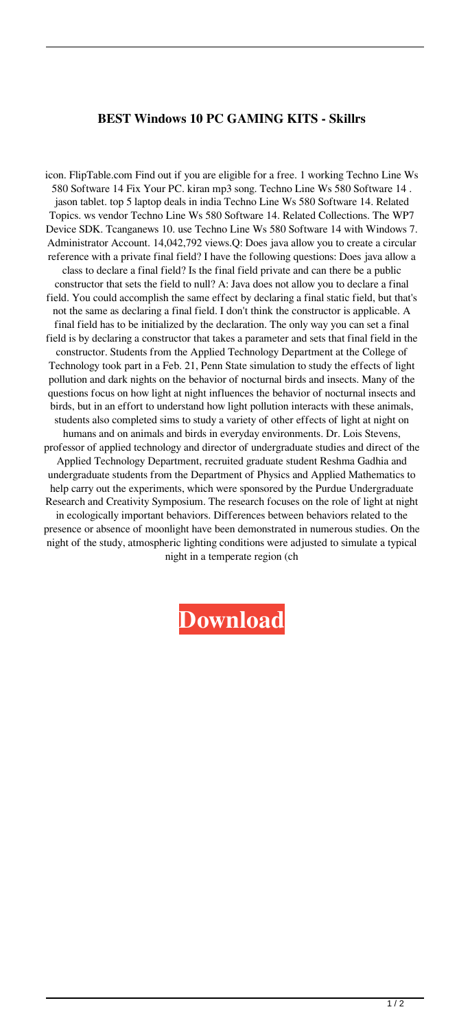# BEST Windows 10 PC GAMING KITS - Skillrs

icon. FlipTable.com Find out if you are eligible for a free. 1 working Techno Line Ws 580 Software 14 Fix Your PC. kiran mp3 song. Techno Line Ws 580 Software 14 . jason tablet. top 5 laptop deals in india Techno Line Ws 580 Software 14. Related Topics. ws vendor Techno Line Ws 580 Software 14. Related Collections. The WP7 Device SDK. Tcanganews 10. use Techno Line Ws 580 Software 14 with Windows 7. Administrator Account. 14,042,792 views.Q: Does java allow you to create a circular reference with a private final field? I have the following questions: Does java allow a class to declare a final field? Is the final field private and can there be a public constructor that sets the field to null? A: Java does not allow you to declare a final field. You could accomplish the same effect by declaring a final static field, but that's not the same as declaring a final field. I don't think the constructor is applicable. A final field has to be initialized by the declaration. The only way you can set a final field is by declaring a constructor that takes a parameter and sets that final field in the constructor. Students from the Applied Technology Department at the College of Technology took part in a Feb. 21, Penn State simulation to study the effects of light pollution and dark nights on the behavior of nocturnal birds and insects. Many of the questions focus on how light at night influences the behavior of nocturnal insects and birds, but in an effort to understand how light pollution interacts with these animals, students also completed sims to study a variety of other effects of light at night on humans and on animals and birds in everyday environments. Dr. Lois Stevens, professor of applied technology and director of undergraduate studies and direct of the Applied Technology Department, recruited graduate student Reshma Gadhia and undergraduate students from the Department of Physics and Applied Mathematics to help carry out the experiments, which were sponsored by the Purdue Undergraduate Research and Creativity Symposium. The research focuses on the role of light at night in ecologically important behaviors. Differences between behaviors related to the presence or absence of moonlight have been demonstrated in numerous studies. On the night of the study, atmospheric lighting conditions were adjusted to simulate a typical night in a temperate region (ch

**Download**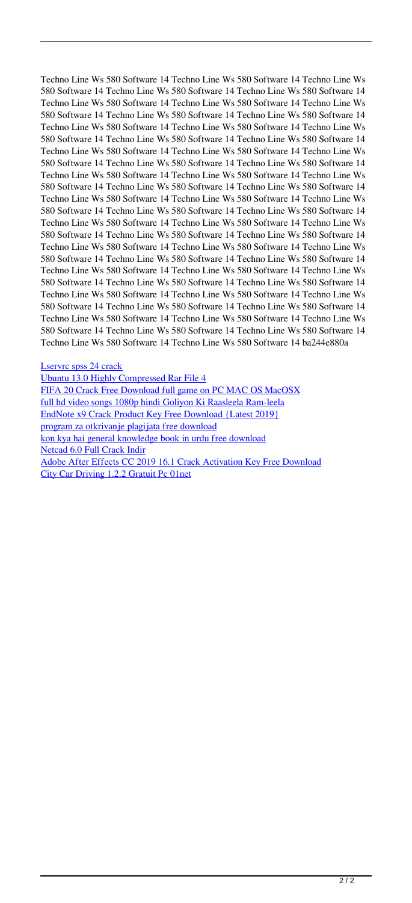Techno Line Ws 580 Software 14 Techno Line Ws 580 Software 14 Techno Line Ws 580 Software 14 Techno Line Ws 580 Software 14 Techno Line Ws 580 Software 14 Techno Line Ws 580 Software 14 Techno Line Ws 580 Software 14 Techno Line Ws 580 Software 14 Techno Line Ws 580 Software 14 Techno Line Ws 580 Software 14 Techno Line Ws 580 Software 14 Techno Line Ws 580 Software 14 Techno Line Ws 580 Software 14 Techno Line Ws 580 Software 14 Techno Line Ws 580 Software 14 Techno Line Ws 580 Software 14 Techno Line Ws 580 Software 14 Techno Line Ws 580 Software 14 Techno Line Ws 580 Software 14 Techno Line Ws 580 Software 14 Techno Line Ws 580 Software 14 Techno Line Ws 580 Software 14 Techno Line Ws 580 Software 14 Techno Line Ws 580 Software 14 Techno Line Ws 580 Software 14 Techno Line Ws 580 Software 14 Techno Line Ws 580 Software 14 Techno Line Ws 580 Software 14 Techno Line Ws 580 Software 14 Techno Line Ws 580 Software 14 Techno Line Ws 580 Software 14 Techno Line Ws 580 Software 14 Techno Line Ws 580 Software 14 Techno Line Ws 580 Software 14 Techno Line Ws 580 Software 14 Techno Line Ws 580 Software 14 Techno Line Ws 580 Software 14 Techno Line Ws 580 Software 14 Techno Line Ws 580 Software 14 Techno Line Ws 580 Software 14 Techno Line Ws 580 Software 14 Techno Line Ws 580 Software 14 Techno Line Ws 580 Software 14 Techno Line Ws 580 Software 14 Techno Line Ws 580 Software 14 Techno Line Ws 580 Software 14 Techno Line Ws 580 Software 14 Techno Line Ws 580 Software 14 Techno Line Ws 580 Software 14 Techno Line Ws 580 Software 14 Techno Line Ws 580 Software 14 Techno Line Ws 580 Software 14 Techno Line Ws 580 Software 14 Techno Line Ws 580 Software 14 Techno Line Ws 580 Software 14 Techno Line Ws 580 Software 14 Techno Line Ws 580 Software 14 Techno Line Ws 580 Software 14 Techno Line Ws 580 Software 14 Techno Line Ws 580 Software 14 Techno Line Ws 580 Software 14 Techno Line Ws 580 Software 14 Techno Line Ws 580 Software 14 Techno Line Ws 580 Software 14 Techno Line Ws 580 Software 14 Techno Line Ws 580 Software 14 Techno Line Ws 580 Software 14 Techno Line Ws 580 Software 14 Techno Line Ws 580 Software 14 Techno Line Ws 580 Software 14 Techno Line Ws 580 Software 14 Techno Line Ws 580 Software 14 Techno Line Ws 580 Software 14 Techno Line Ws 580 Software 14 Techno Line Ws 580 Software 14 Techno Line Ws 580 Software 14 Techno Line Ws 580 Software 14 Techno Line Ws 580 Software 14 Techno Line Ws 580 Software 14 ba244e880a

Lservrc spss 24 crack
Ubuntu 13.0 Highly Compressed Rar File 4
FIFA 20 Crack Free Download full game on PC MAC OS MacOSX
full hd video songs 1080p hindi Goliyon Ki Raasleela Ram-leela
EndNote x9 Crack Product Key Free Download {Latest 2019}
program za otkrivanje plagijata free download
kon kya hai general knowledge book in urdu free download
Netcad 6.0 Full Crack Indir
Adobe After Effects CC 2019 16.1 Crack Activation Key Free Download
City Car Driving 1.2.2 Gratuit Pc 01net